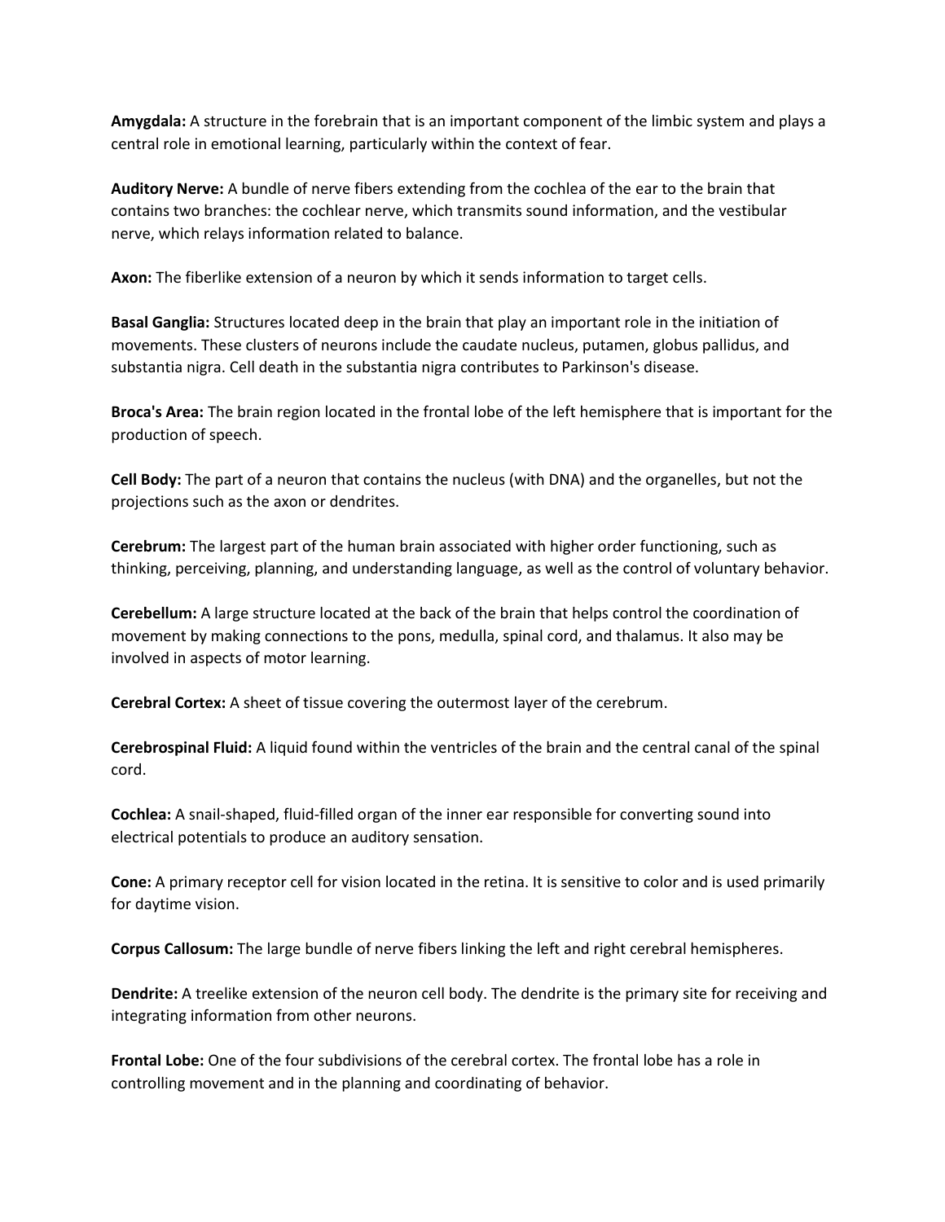**Amygdala:** A structure in the forebrain that is an important component of the limbic system and plays a central role in emotional learning, particularly within the context of fear.

**Auditory Nerve:** A bundle of nerve fibers extending from the cochlea of the ear to the brain that contains two branches: the cochlear nerve, which transmits sound information, and the vestibular nerve, which relays information related to balance.

**Axon:** The fiberlike extension of a neuron by which it sends information to target cells.

**Basal Ganglia:** Structures located deep in the brain that play an important role in the initiation of movements. These clusters of neurons include the caudate nucleus, putamen, globus pallidus, and substantia nigra. Cell death in the substantia nigra contributes to Parkinson's disease.

**Broca's Area:** The brain region located in the frontal lobe of the left hemisphere that is important for the production of speech.

**Cell Body:** The part of a neuron that contains the nucleus (with DNA) and the organelles, but not the projections such as the axon or dendrites.

**Cerebrum:** The largest part of the human brain associated with higher order functioning, such as thinking, perceiving, planning, and understanding language, as well as the control of voluntary behavior.

**Cerebellum:** A large structure located at the back of the brain that helps control the coordination of movement by making connections to the pons, medulla, spinal cord, and thalamus. It also may be involved in aspects of motor learning.

**Cerebral Cortex:** A sheet of tissue covering the outermost layer of the cerebrum.

**Cerebrospinal Fluid:** A liquid found within the ventricles of the brain and the central canal of the spinal cord.

**Cochlea:** A snail-shaped, fluid-filled organ of the inner ear responsible for converting sound into electrical potentials to produce an auditory sensation.

**Cone:** A primary receptor cell for vision located in the retina. It is sensitive to color and is used primarily for daytime vision.

**Corpus Callosum:** The large bundle of nerve fibers linking the left and right cerebral hemispheres.

**Dendrite:** A treelike extension of the neuron cell body. The dendrite is the primary site for receiving and integrating information from other neurons.

**Frontal Lobe:** One of the four subdivisions of the cerebral cortex. The frontal lobe has a role in controlling movement and in the planning and coordinating of behavior.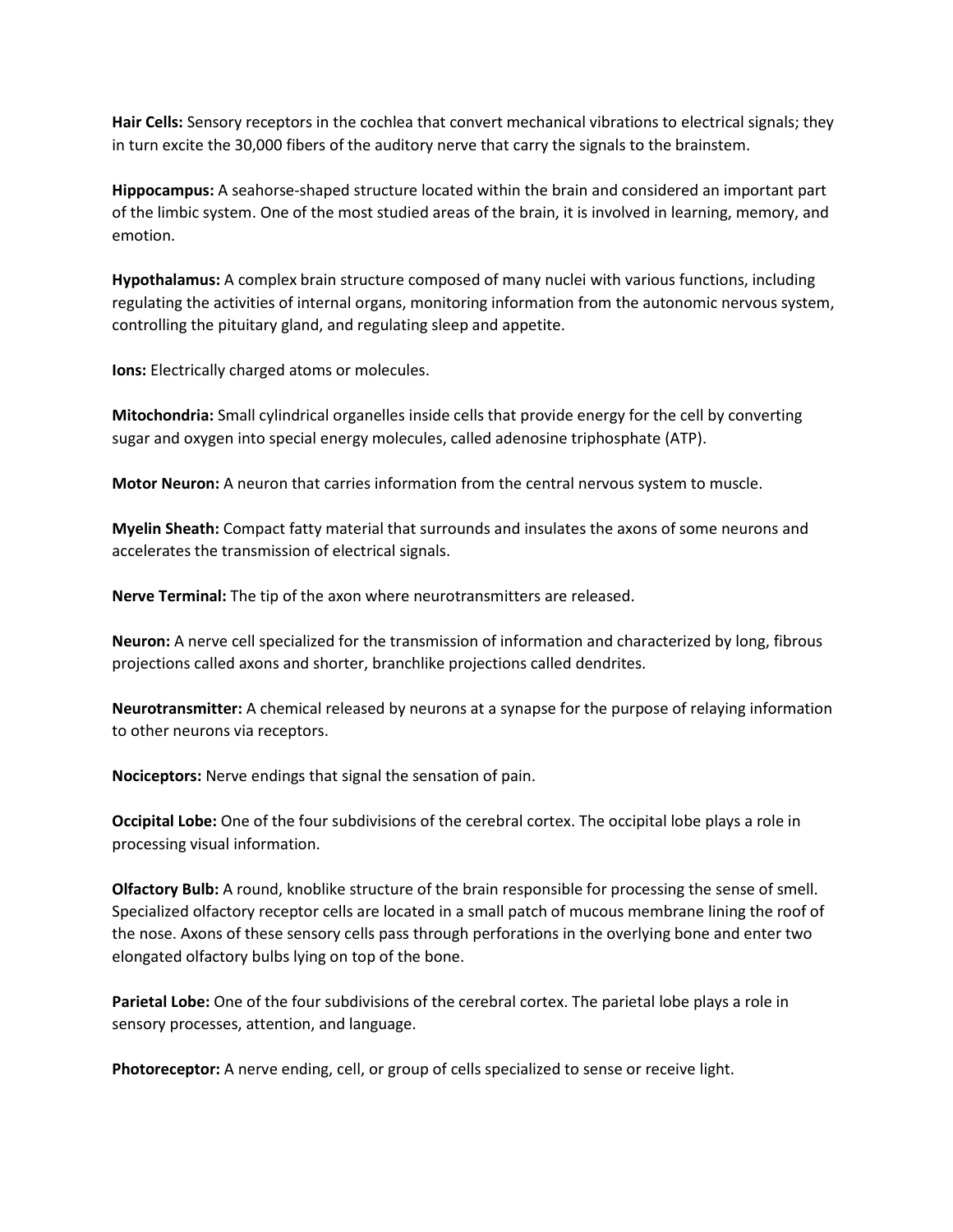**Hair Cells:** Sensory receptors in the cochlea that convert mechanical vibrations to electrical signals; they in turn excite the 30,000 fibers of the auditory nerve that carry the signals to the brainstem.

**Hippocampus:** A seahorse-shaped structure located within the brain and considered an important part of the limbic system. One of the most studied areas of the brain, it is involved in learning, memory, and emotion.

**Hypothalamus:** A complex brain structure composed of many nuclei with various functions, including regulating the activities of internal organs, monitoring information from the autonomic nervous system, controlling the pituitary gland, and regulating sleep and appetite.

**Ions:** Electrically charged atoms or molecules.

**Mitochondria:** Small cylindrical organelles inside cells that provide energy for the cell by converting sugar and oxygen into special energy molecules, called adenosine triphosphate (ATP).

**Motor Neuron:** A neuron that carries information from the central nervous system to muscle.

**Myelin Sheath:** Compact fatty material that surrounds and insulates the axons of some neurons and accelerates the transmission of electrical signals.

**Nerve Terminal:** The tip of the axon where neurotransmitters are released.

**Neuron:** A nerve cell specialized for the transmission of information and characterized by long, fibrous projections called axons and shorter, branchlike projections called dendrites.

**Neurotransmitter:** A chemical released by neurons at a synapse for the purpose of relaying information to other neurons via receptors.

**Nociceptors:** Nerve endings that signal the sensation of pain.

**Occipital Lobe:** One of the four subdivisions of the cerebral cortex. The occipital lobe plays a role in processing visual information.

**Olfactory Bulb:** A round, knoblike structure of the brain responsible for processing the sense of smell. Specialized olfactory receptor cells are located in a small patch of mucous membrane lining the roof of the nose. Axons of these sensory cells pass through perforations in the overlying bone and enter two elongated olfactory bulbs lying on top of the bone.

**Parietal Lobe:** One of the four subdivisions of the cerebral cortex. The parietal lobe plays a role in sensory processes, attention, and language.

**Photoreceptor:** A nerve ending, cell, or group of cells specialized to sense or receive light.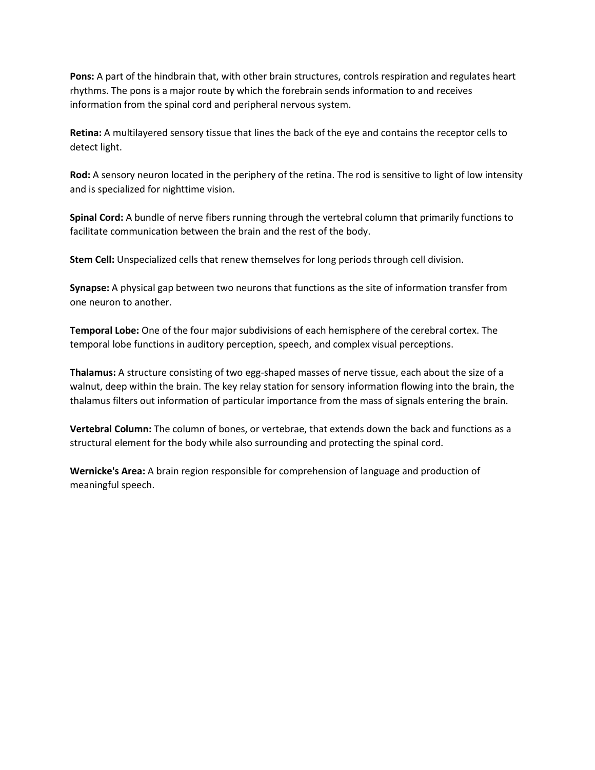**Pons:** A part of the hindbrain that, with other brain structures, controls respiration and regulates heart rhythms. The pons is a major route by which the forebrain sends information to and receives information from the spinal cord and peripheral nervous system.

**Retina:** A multilayered sensory tissue that lines the back of the eye and contains the receptor cells to detect light.

**Rod:** A sensory neuron located in the periphery of the retina. The rod is sensitive to light of low intensity and is specialized for nighttime vision.

**Spinal Cord:** A bundle of nerve fibers running through the vertebral column that primarily functions to facilitate communication between the brain and the rest of the body.

**Stem Cell:** Unspecialized cells that renew themselves for long periods through cell division.

**Synapse:** A physical gap between two neurons that functions as the site of information transfer from one neuron to another.

**Temporal Lobe:** One of the four major subdivisions of each hemisphere of the cerebral cortex. The temporal lobe functions in auditory perception, speech, and complex visual perceptions.

**Thalamus:** A structure consisting of two egg-shaped masses of nerve tissue, each about the size of a walnut, deep within the brain. The key relay station for sensory information flowing into the brain, the thalamus filters out information of particular importance from the mass of signals entering the brain.

**Vertebral Column:** The column of bones, or vertebrae, that extends down the back and functions as a structural element for the body while also surrounding and protecting the spinal cord.

**Wernicke's Area:** A brain region responsible for comprehension of language and production of meaningful speech.